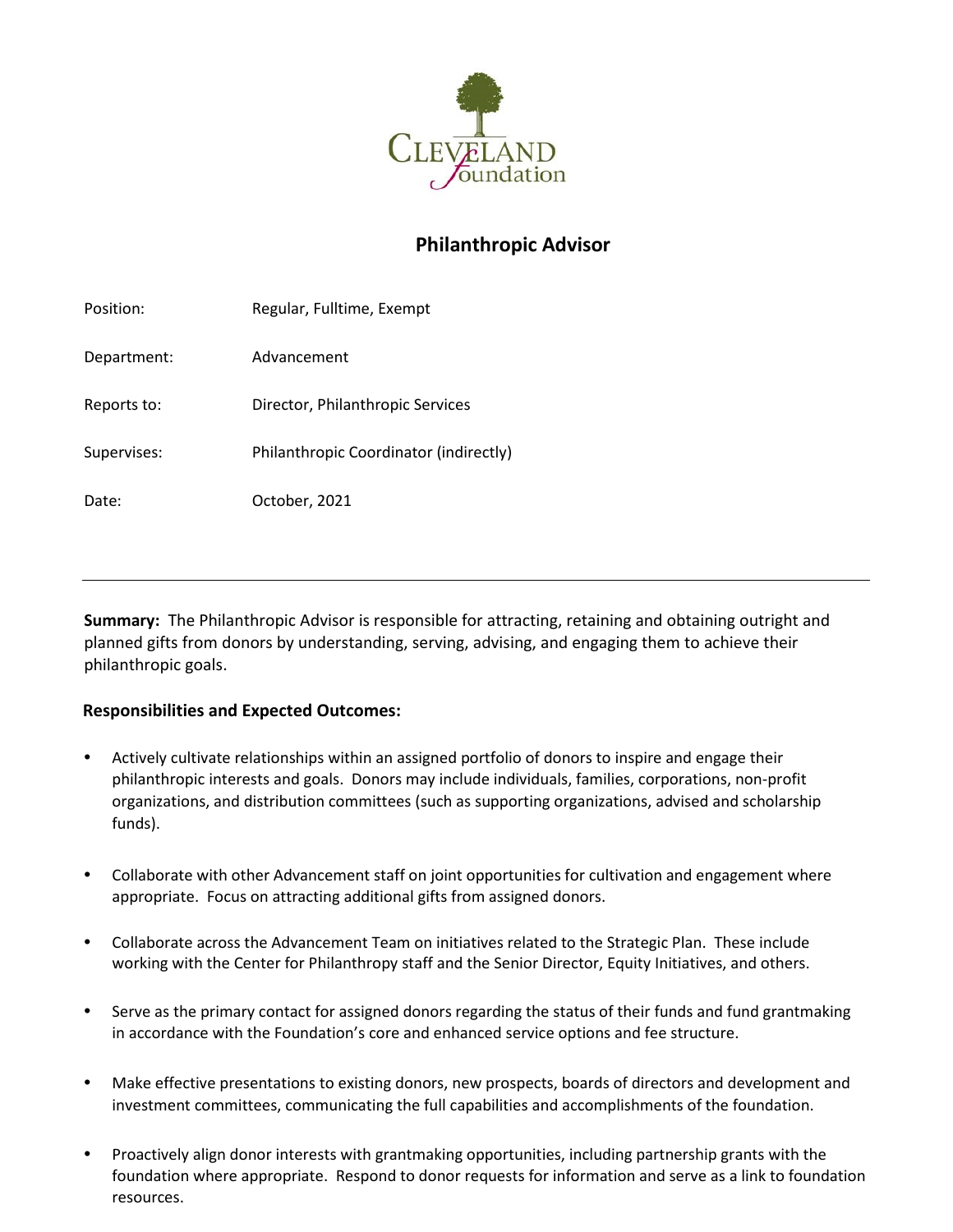# Philanthropic Advisor

| | |
|---|---|
| Position: | Regular, Fulltime, Exempt |
| Department: | Advancement |
| Reports to: | Director, Philanthropic Services |
| Supervises: | Philanthropic Coordinator (indirectly) |
| Date: | October, 2021 |

---

**Summary:** The Philanthropic Advisor is responsible for attracting, retaining and obtaining outright and planned gifts from donors by understanding, serving, advising, and engaging them to achieve their philanthropic goals.

**Responsibilities and Expected Outcomes:**

- Actively cultivate relationships within an assigned portfolio of donors to inspire and engage their philanthropic interests and goals. Donors may include individuals, families, corporations, non-profit organizations, and distribution committees (such as supporting organizations, advised and scholarship funds).
- Collaborate with other Advancement staff on joint opportunities for cultivation and engagement where appropriate. Focus on attracting additional gifts from assigned donors.
- Collaborate across the Advancement Team on initiatives related to the Strategic Plan. These include working with the Center for Philanthropy staff and the Senior Director, Equity Initiatives, and others.
- Serve as the primary contact for assigned donors regarding the status of their funds and fund grantmaking in accordance with the Foundation's core and enhanced service options and fee structure.
- Make effective presentations to existing donors, new prospects, boards of directors and development and investment committees, communicating the full capabilities and accomplishments of the foundation.
- Proactively align donor interests with grantmaking opportunities, including partnership grants with the foundation where appropriate. Respond to donor requests for information and serve as a link to foundation resources.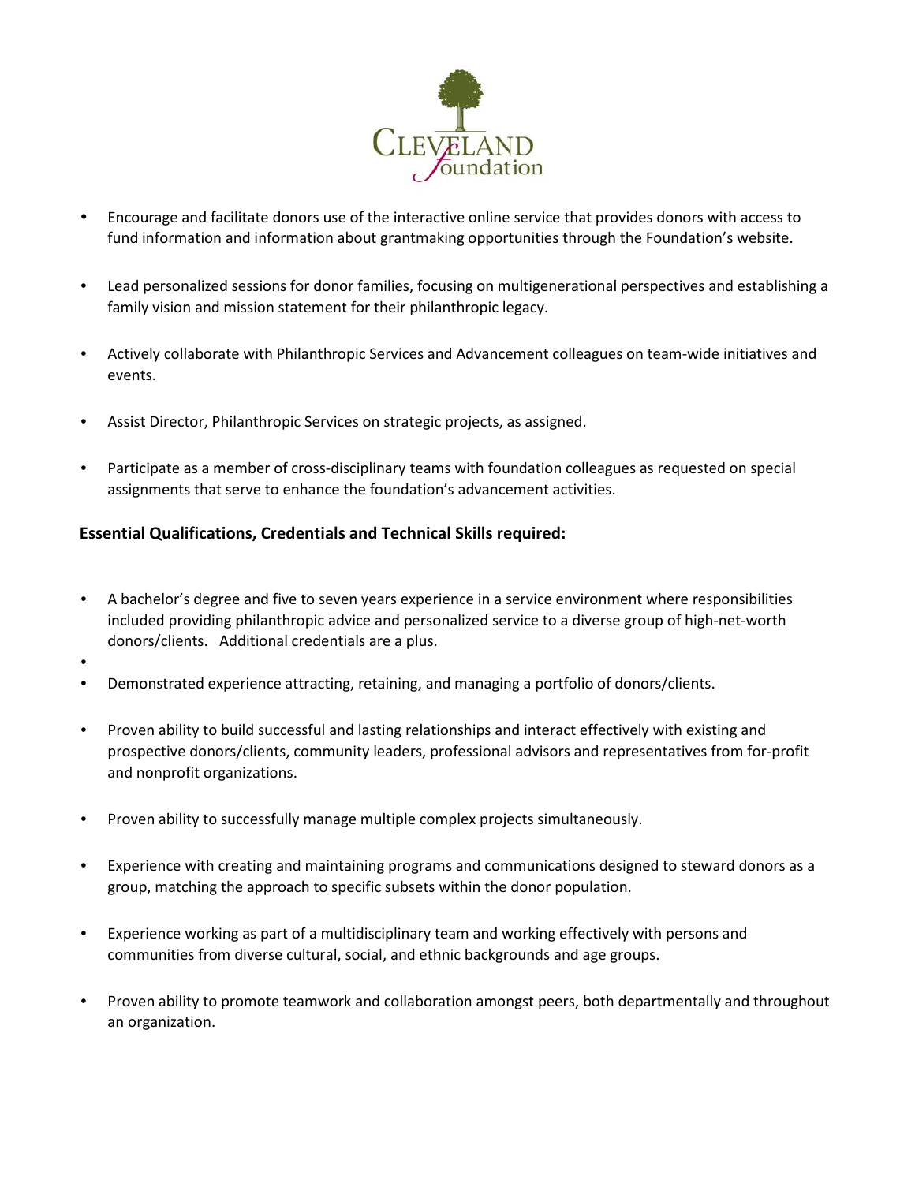- Encourage and facilitate donors use of the interactive online service that provides donors with access to fund information and information about grantmaking opportunities through the Foundation's website.

- Lead personalized sessions for donor families, focusing on multigenerational perspectives and establishing a family vision and mission statement for their philanthropic legacy.

- Actively collaborate with Philanthropic Services and Advancement colleagues on team-wide initiatives and events.

- Assist Director, Philanthropic Services on strategic projects, as assigned.

- Participate as a member of cross-disciplinary teams with foundation colleagues as requested on special assignments that serve to enhance the foundation's advancement activities.

**Essential Qualifications, Credentials and Technical Skills required:**

- A bachelor's degree and five to seven years experience in a service environment where responsibilities included providing philanthropic advice and personalized service to a diverse group of high-net-worth donors/clients. Additional credentials are a plus.

- Demonstrated experience attracting, retaining, and managing a portfolio of donors/clients.

- Proven ability to build successful and lasting relationships and interact effectively with existing and prospective donors/clients, community leaders, professional advisors and representatives from for-profit and nonprofit organizations.

- Proven ability to successfully manage multiple complex projects simultaneously.

- Experience with creating and maintaining programs and communications designed to steward donors as a group, matching the approach to specific subsets within the donor population.

- Experience working as part of a multidisciplinary team and working effectively with persons and communities from diverse cultural, social, and ethnic backgrounds and age groups.

- Proven ability to promote teamwork and collaboration amongst peers, both departmentally and throughout an organization.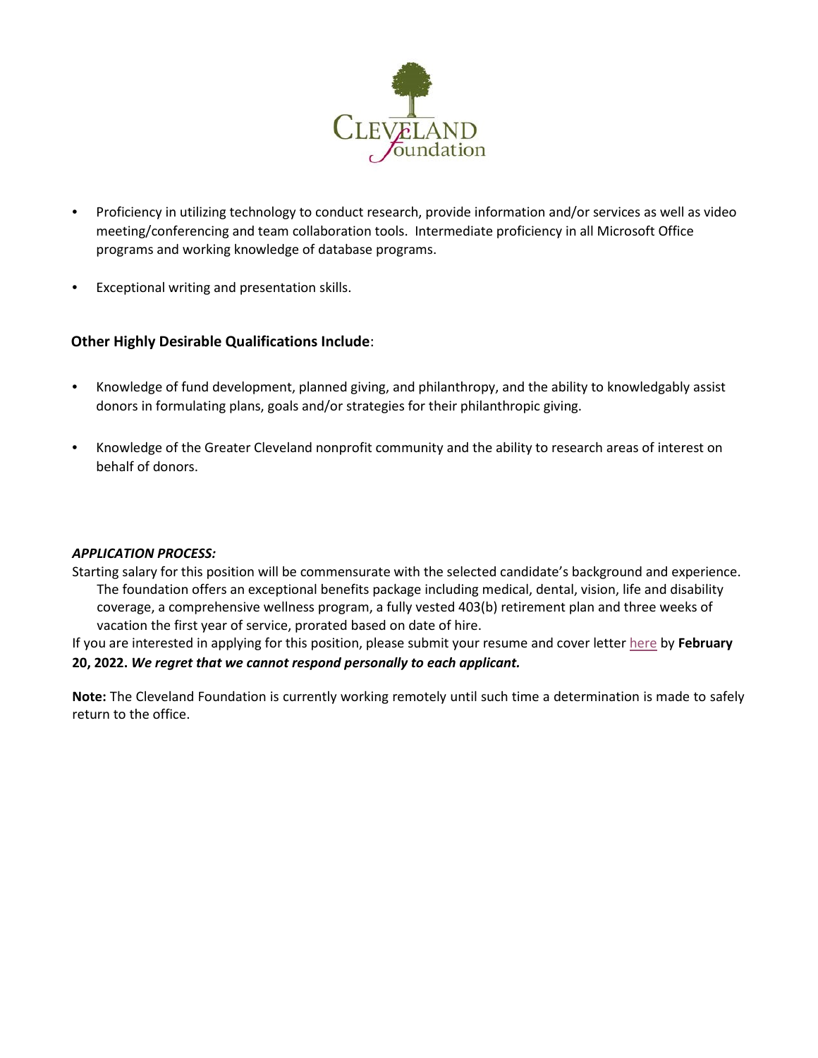- Proficiency in utilizing technology to conduct research, provide information and/or services as well as video meeting/conferencing and team collaboration tools. Intermediate proficiency in all Microsoft Office programs and working knowledge of database programs.
- Exceptional writing and presentation skills.

**Other Highly Desirable Qualifications Include**:

- Knowledge of fund development, planned giving, and philanthropy, and the ability to knowledgably assist donors in formulating plans, goals and/or strategies for their philanthropic giving.
- Knowledge of the Greater Cleveland nonprofit community and the ability to research areas of interest on behalf of donors.

***APPLICATION PROCESS:***

Starting salary for this position will be commensurate with the selected candidate's background and experience. The foundation offers an exceptional benefits package including medical, dental, vision, life and disability coverage, a comprehensive wellness program, a fully vested 403(b) retirement plan and three weeks of vacation the first year of service, prorated based on date of hire.

If you are interested in applying for this position, please submit your resume and cover letter here by **February 20, 2022.** ***We regret that we cannot respond personally to each applicant.***

**Note:** The Cleveland Foundation is currently working remotely until such time a determination is made to safely return to the office.